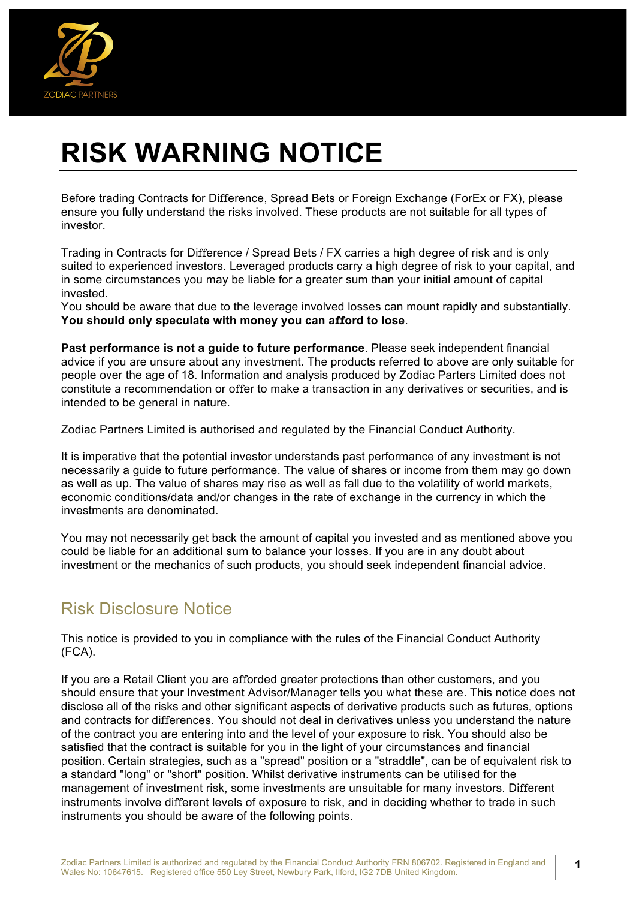# RISK WARNING NOTICE

Before trading Contracts for Difference, Spread Bets or Foreign Exchange (ForEx or FX), please ensure you fully understand the risks involved. These products are not suitable for all types of investor.

Trading in Contracts for Difference / Spread Bets / FX carries a high degree of risk and is only suited to experienced investors. Leveraged products carry a high degree of risk to your capital, and in some circumstances you may be liable for a greater sum than your initial amount of capital invested.
You should be aware that due to the leverage involved losses can mount rapidly and substantially. **You should only speculate with money you can afford to lose**.

**Past performance is not a guide to future performance**. Please seek independent financial advice if you are unsure about any investment. The products referred to above are only suitable for people over the age of 18. Information and analysis produced by Zodiac Parters Limited does not constitute a recommendation or offer to make a transaction in any derivatives or securities, and is intended to be general in nature.

Zodiac Partners Limited is authorised and regulated by the Financial Conduct Authority.

It is imperative that the potential investor understands past performance of any investment is not necessarily a guide to future performance. The value of shares or income from them may go down as well as up. The value of shares may rise as well as fall due to the volatility of world markets, economic conditions/data and/or changes in the rate of exchange in the currency in which the investments are denominated.

You may not necessarily get back the amount of capital you invested and as mentioned above you could be liable for an additional sum to balance your losses. If you are in any doubt about investment or the mechanics of such products, you should seek independent financial advice.

## Risk Disclosure Notice

This notice is provided to you in compliance with the rules of the Financial Conduct Authority (FCA).

If you are a Retail Client you are afforded greater protections than other customers, and you should ensure that your Investment Advisor/Manager tells you what these are. This notice does not disclose all of the risks and other significant aspects of derivative products such as futures, options and contracts for differences. You should not deal in derivatives unless you understand the nature of the contract you are entering into and the level of your exposure to risk. You should also be satisfied that the contract is suitable for you in the light of your circumstances and financial position. Certain strategies, such as a "spread" position or a "straddle", can be of equivalent risk to a standard "long" or "short" position. Whilst derivative instruments can be utilised for the management of investment risk, some investments are unsuitable for many investors. Different instruments involve different levels of exposure to risk, and in deciding whether to trade in such instruments you should be aware of the following points.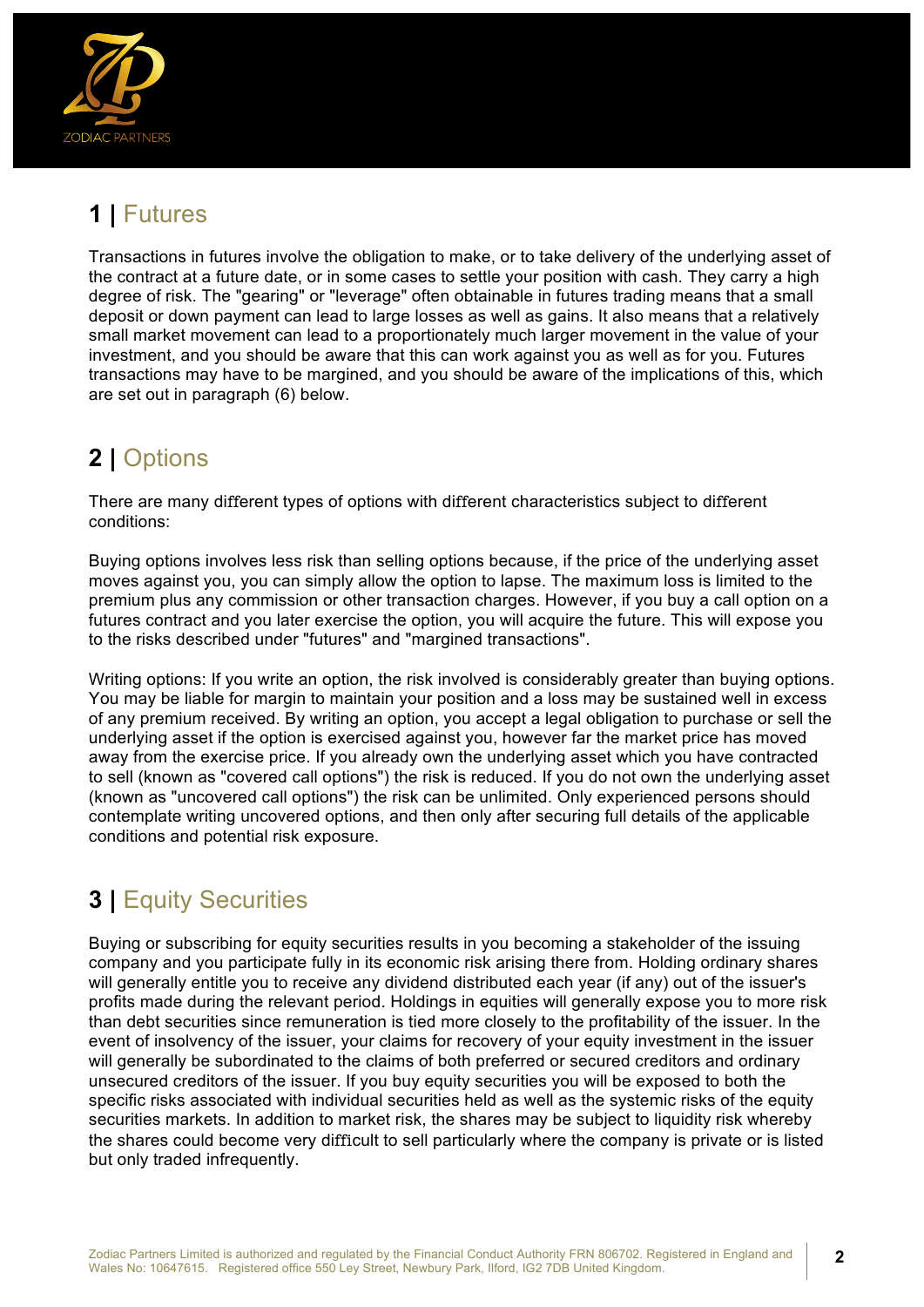## 1 | Futures

Transactions in futures involve the obligation to make, or to take delivery of the underlying asset of the contract at a future date, or in some cases to settle your position with cash. They carry a high degree of risk. The "gearing" or "leverage" often obtainable in futures trading means that a small deposit or down payment can lead to large losses as well as gains. It also means that a relatively small market movement can lead to a proportionately much larger movement in the value of your investment, and you should be aware that this can work against you as well as for you. Futures transactions may have to be margined, and you should be aware of the implications of this, which are set out in paragraph (6) below.

## 2 | Options

There are many different types of options with different characteristics subject to different conditions:

Buying options involves less risk than selling options because, if the price of the underlying asset moves against you, you can simply allow the option to lapse. The maximum loss is limited to the premium plus any commission or other transaction charges. However, if you buy a call option on a futures contract and you later exercise the option, you will acquire the future. This will expose you to the risks described under "futures" and "margined transactions".

Writing options: If you write an option, the risk involved is considerably greater than buying options. You may be liable for margin to maintain your position and a loss may be sustained well in excess of any premium received. By writing an option, you accept a legal obligation to purchase or sell the underlying asset if the option is exercised against you, however far the market price has moved away from the exercise price. If you already own the underlying asset which you have contracted to sell (known as "covered call options") the risk is reduced. If you do not own the underlying asset (known as "uncovered call options") the risk can be unlimited. Only experienced persons should contemplate writing uncovered options, and then only after securing full details of the applicable conditions and potential risk exposure.

## 3 | Equity Securities

Buying or subscribing for equity securities results in you becoming a stakeholder of the issuing company and you participate fully in its economic risk arising there from. Holding ordinary shares will generally entitle you to receive any dividend distributed each year (if any) out of the issuer's profits made during the relevant period. Holdings in equities will generally expose you to more risk than debt securities since remuneration is tied more closely to the profitability of the issuer. In the event of insolvency of the issuer, your claims for recovery of your equity investment in the issuer will generally be subordinated to the claims of both preferred or secured creditors and ordinary unsecured creditors of the issuer. If you buy equity securities you will be exposed to both the specific risks associated with individual securities held as well as the systemic risks of the equity securities markets. In addition to market risk, the shares may be subject to liquidity risk whereby the shares could become very difficult to sell particularly where the company is private or is listed but only traded infrequently.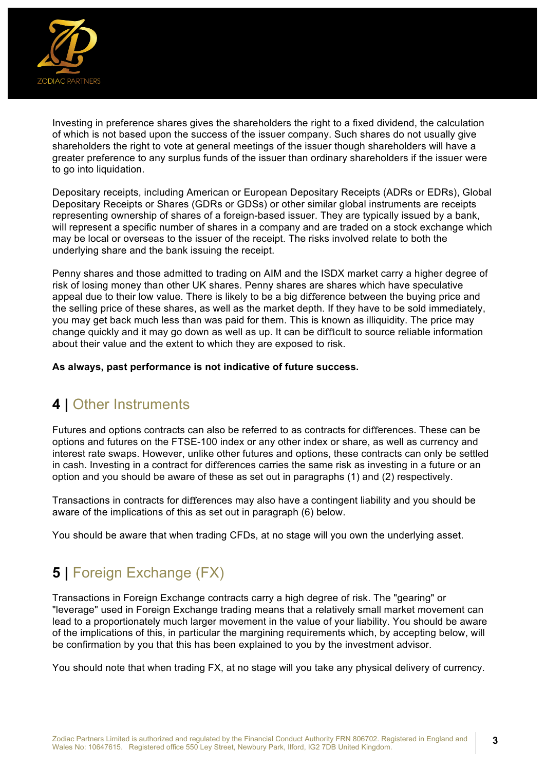Investing in preference shares gives the shareholders the right to a fixed dividend, the calculation of which is not based upon the success of the issuer company. Such shares do not usually give shareholders the right to vote at general meetings of the issuer though shareholders will have a greater preference to any surplus funds of the issuer than ordinary shareholders if the issuer were to go into liquidation.

Depositary receipts, including American or European Depositary Receipts (ADRs or EDRs), Global Depositary Receipts or Shares (GDRs or GDSs) or other similar global instruments are receipts representing ownership of shares of a foreign-based issuer. They are typically issued by a bank, will represent a specific number of shares in a company and are traded on a stock exchange which may be local or overseas to the issuer of the receipt. The risks involved relate to both the underlying share and the bank issuing the receipt.

Penny shares and those admitted to trading on AIM and the ISDX market carry a higher degree of risk of losing money than other UK shares. Penny shares are shares which have speculative appeal due to their low value. There is likely to be a big difference between the buying price and the selling price of these shares, as well as the market depth. If they have to be sold immediately, you may get back much less than was paid for them. This is known as illiquidity. The price may change quickly and it may go down as well as up. It can be difficult to source reliable information about their value and the extent to which they are exposed to risk.

**As always, past performance is not indicative of future success.**

## 4 | Other Instruments

Futures and options contracts can also be referred to as contracts for differences. These can be options and futures on the FTSE-100 index or any other index or share, as well as currency and interest rate swaps. However, unlike other futures and options, these contracts can only be settled in cash. Investing in a contract for differences carries the same risk as investing in a future or an option and you should be aware of these as set out in paragraphs (1) and (2) respectively.

Transactions in contracts for differences may also have a contingent liability and you should be aware of the implications of this as set out in paragraph (6) below.

You should be aware that when trading CFDs, at no stage will you own the underlying asset.

## 5 | Foreign Exchange (FX)

Transactions in Foreign Exchange contracts carry a high degree of risk. The "gearing" or "leverage" used in Foreign Exchange trading means that a relatively small market movement can lead to a proportionately much larger movement in the value of your liability. You should be aware of the implications of this, in particular the margining requirements which, by accepting below, will be confirmation by you that this has been explained to you by the investment advisor.

You should note that when trading FX, at no stage will you take any physical delivery of currency.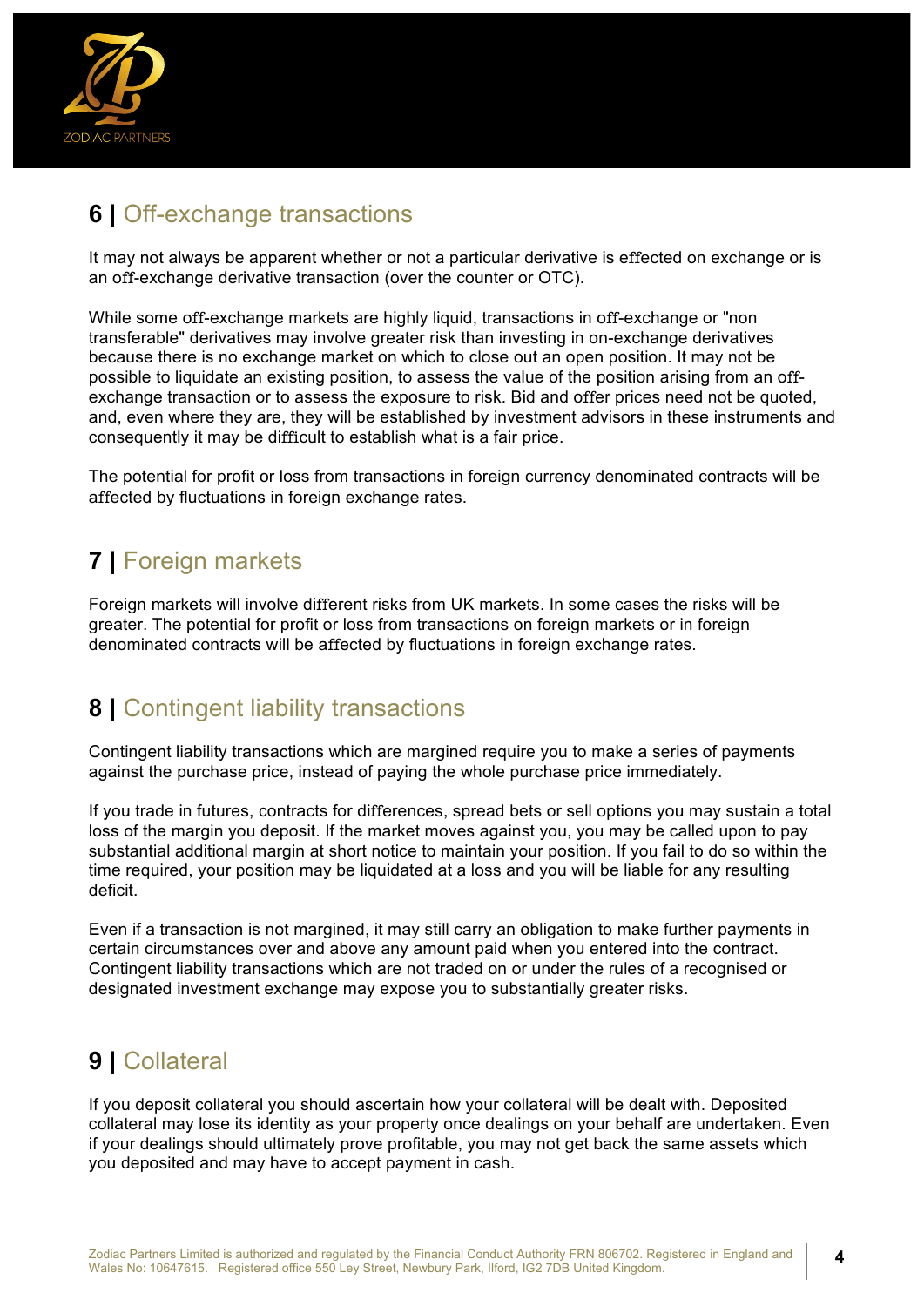## 6 | Off-exchange transactions

It may not always be apparent whether or not a particular derivative is effected on exchange or is an off-exchange derivative transaction (over the counter or OTC).

While some off-exchange markets are highly liquid, transactions in off-exchange or "non transferable" derivatives may involve greater risk than investing in on-exchange derivatives because there is no exchange market on which to close out an open position. It may not be possible to liquidate an existing position, to assess the value of the position arising from an off-exchange transaction or to assess the exposure to risk. Bid and offer prices need not be quoted, and, even where they are, they will be established by investment advisors in these instruments and consequently it may be difficult to establish what is a fair price.

The potential for profit or loss from transactions in foreign currency denominated contracts will be affected by fluctuations in foreign exchange rates.

## 7 | Foreign markets

Foreign markets will involve different risks from UK markets. In some cases the risks will be greater. The potential for profit or loss from transactions on foreign markets or in foreign denominated contracts will be affected by fluctuations in foreign exchange rates.

## 8 | Contingent liability transactions

Contingent liability transactions which are margined require you to make a series of payments against the purchase price, instead of paying the whole purchase price immediately.

If you trade in futures, contracts for differences, spread bets or sell options you may sustain a total loss of the margin you deposit. If the market moves against you, you may be called upon to pay substantial additional margin at short notice to maintain your position. If you fail to do so within the time required, your position may be liquidated at a loss and you will be liable for any resulting deficit.

Even if a transaction is not margined, it may still carry an obligation to make further payments in certain circumstances over and above any amount paid when you entered into the contract. Contingent liability transactions which are not traded on or under the rules of a recognised or designated investment exchange may expose you to substantially greater risks.

## 9 | Collateral

If you deposit collateral you should ascertain how your collateral will be dealt with. Deposited collateral may lose its identity as your property once dealings on your behalf are undertaken. Even if your dealings should ultimately prove profitable, you may not get back the same assets which you deposited and may have to accept payment in cash.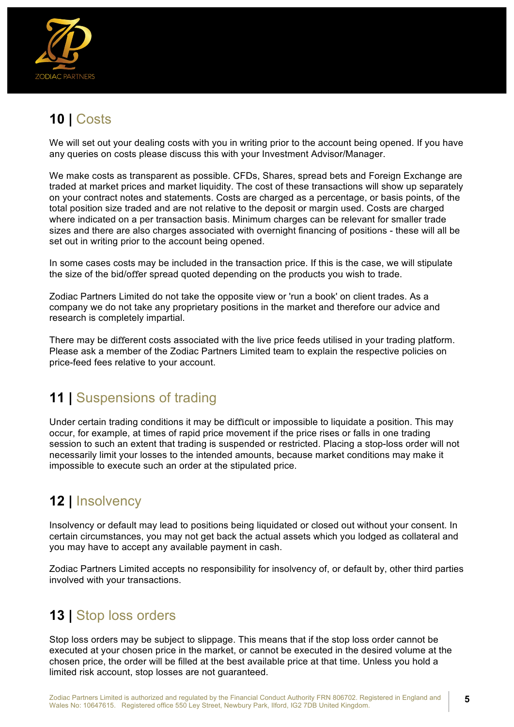## 10 | Costs

We will set out your dealing costs with you in writing prior to the account being opened. If you have any queries on costs please discuss this with your Investment Advisor/Manager.

We make costs as transparent as possible. CFDs, Shares, spread bets and Foreign Exchange are traded at market prices and market liquidity. The cost of these transactions will show up separately on your contract notes and statements. Costs are charged as a percentage, or basis points, of the total position size traded and are not relative to the deposit or margin used. Costs are charged where indicated on a per transaction basis. Minimum charges can be relevant for smaller trade sizes and there are also charges associated with overnight financing of positions - these will all be set out in writing prior to the account being opened.

In some cases costs may be included in the transaction price. If this is the case, we will stipulate the size of the bid/offer spread quoted depending on the products you wish to trade.

Zodiac Partners Limited do not take the opposite view or 'run a book' on client trades. As a company we do not take any proprietary positions in the market and therefore our advice and research is completely impartial.

There may be different costs associated with the live price feeds utilised in your trading platform. Please ask a member of the Zodiac Partners Limited team to explain the respective policies on price-feed fees relative to your account.

## 11 | Suspensions of trading

Under certain trading conditions it may be difficult or impossible to liquidate a position. This may occur, for example, at times of rapid price movement if the price rises or falls in one trading session to such an extent that trading is suspended or restricted. Placing a stop-loss order will not necessarily limit your losses to the intended amounts, because market conditions may make it impossible to execute such an order at the stipulated price.

## 12 | Insolvency

Insolvency or default may lead to positions being liquidated or closed out without your consent. In certain circumstances, you may not get back the actual assets which you lodged as collateral and you may have to accept any available payment in cash.

Zodiac Partners Limited accepts no responsibility for insolvency of, or default by, other third parties involved with your transactions.

## 13 | Stop loss orders

Stop loss orders may be subject to slippage. This means that if the stop loss order cannot be executed at your chosen price in the market, or cannot be executed in the desired volume at the chosen price, the order will be filled at the best available price at that time. Unless you hold a limited risk account, stop losses are not guaranteed.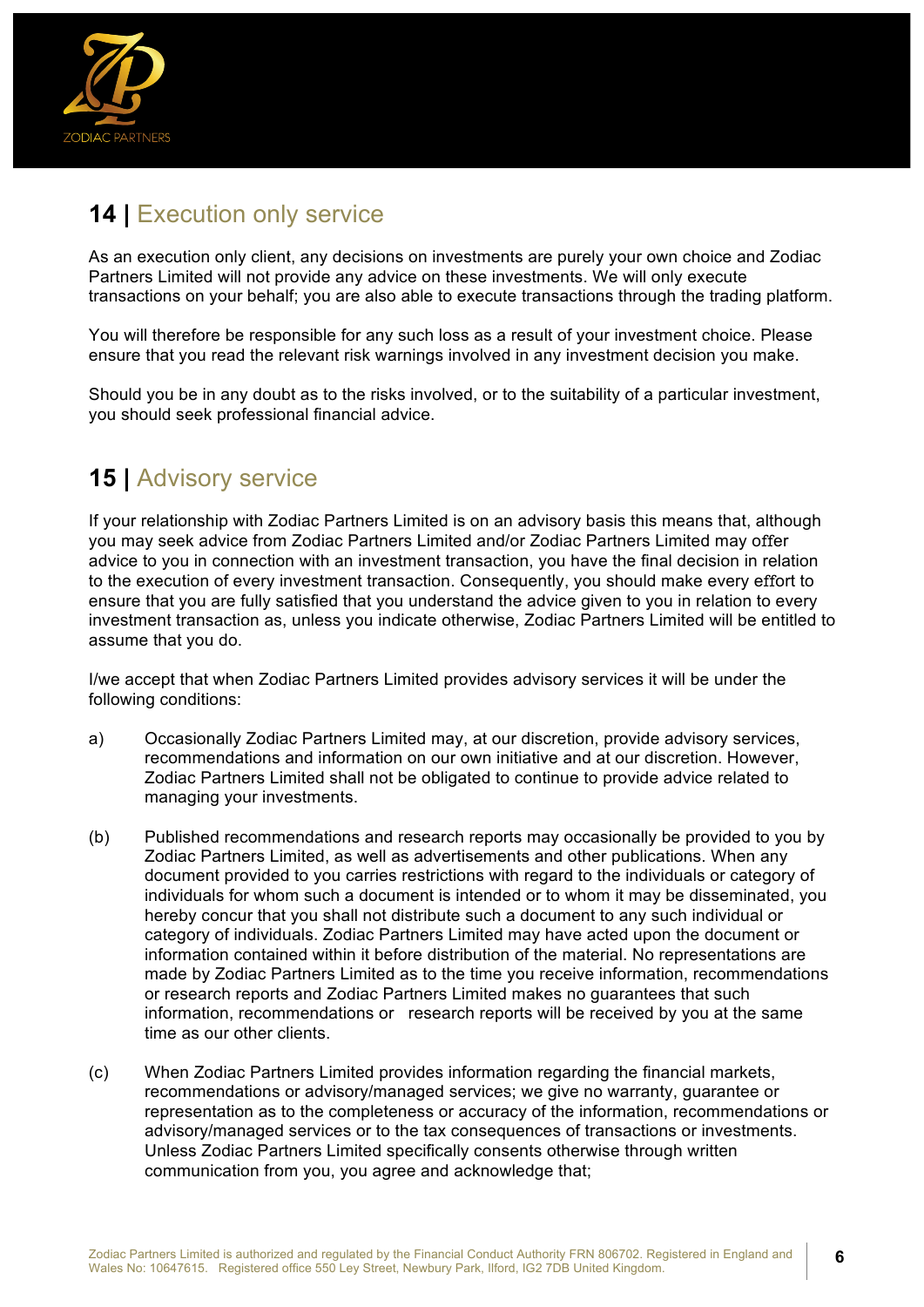## 14 | Execution only service

As an execution only client, any decisions on investments are purely your own choice and Zodiac Partners Limited will not provide any advice on these investments. We will only execute transactions on your behalf; you are also able to execute transactions through the trading platform.

You will therefore be responsible for any such loss as a result of your investment choice. Please ensure that you read the relevant risk warnings involved in any investment decision you make.

Should you be in any doubt as to the risks involved, or to the suitability of a particular investment, you should seek professional financial advice.

## 15 | Advisory service

If your relationship with Zodiac Partners Limited is on an advisory basis this means that, although you may seek advice from Zodiac Partners Limited and/or Zodiac Partners Limited may offer advice to you in connection with an investment transaction, you have the final decision in relation to the execution of every investment transaction. Consequently, you should make every effort to ensure that you are fully satisfied that you understand the advice given to you in relation to every investment transaction as, unless you indicate otherwise, Zodiac Partners Limited will be entitled to assume that you do.

I/we accept that when Zodiac Partners Limited provides advisory services it will be under the following conditions:

a) Occasionally Zodiac Partners Limited may, at our discretion, provide advisory services, recommendations and information on our own initiative and at our discretion. However, Zodiac Partners Limited shall not be obligated to continue to provide advice related to managing your investments.

(b) Published recommendations and research reports may occasionally be provided to you by Zodiac Partners Limited, as well as advertisements and other publications. When any document provided to you carries restrictions with regard to the individuals or category of individuals for whom such a document is intended or to whom it may be disseminated, you hereby concur that you shall not distribute such a document to any such individual or category of individuals. Zodiac Partners Limited may have acted upon the document or information contained within it before distribution of the material. No representations are made by Zodiac Partners Limited as to the time you receive information, recommendations or research reports and Zodiac Partners Limited makes no guarantees that such information, recommendations or research reports will be received by you at the same time as our other clients.

(c) When Zodiac Partners Limited provides information regarding the financial markets, recommendations or advisory/managed services; we give no warranty, guarantee or representation as to the completeness or accuracy of the information, recommendations or advisory/managed services or to the tax consequences of transactions or investments. Unless Zodiac Partners Limited specifically consents otherwise through written communication from you, you agree and acknowledge that;

Zodiac Partners Limited is authorized and regulated by the Financial Conduct Authority FRN 806702. Registered in England and Wales No: 10647615. Registered office 550 Ley Street, Newbury Park, Ilford, IG2 7DB United Kingdom.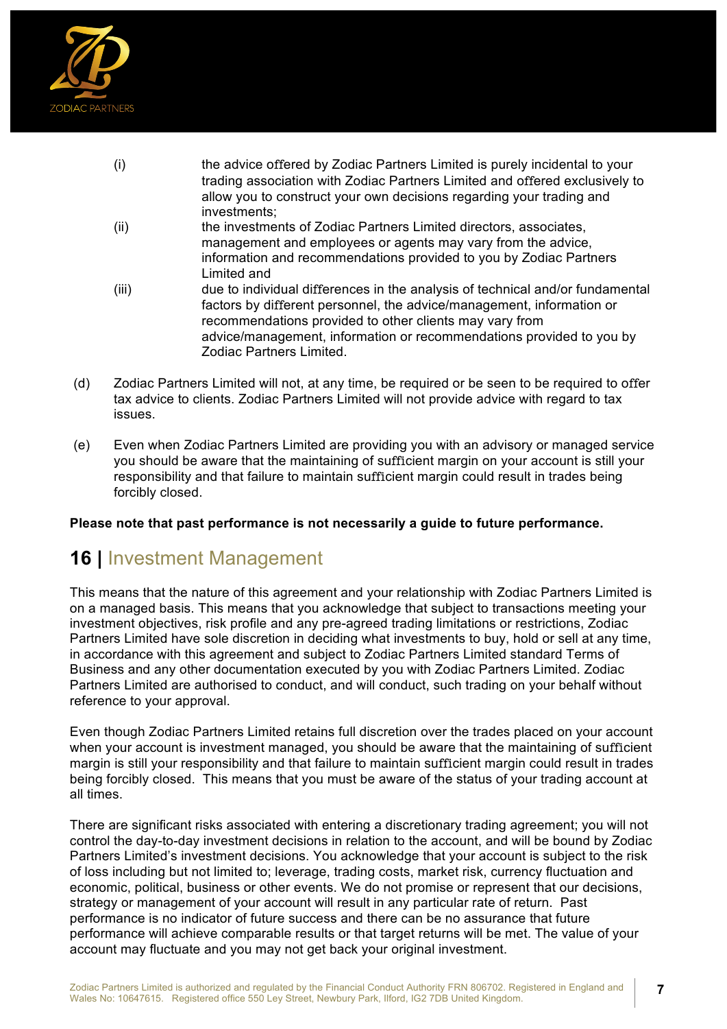(i) the advice offered by Zodiac Partners Limited is purely incidental to your trading association with Zodiac Partners Limited and offered exclusively to allow you to construct your own decisions regarding your trading and investments;

(ii) the investments of Zodiac Partners Limited directors, associates, management and employees or agents may vary from the advice, information and recommendations provided to you by Zodiac Partners Limited and

(iii) due to individual differences in the analysis of technical and/or fundamental factors by different personnel, the advice/management, information or recommendations provided to other clients may vary from advice/management, information or recommendations provided to you by Zodiac Partners Limited.

(d) Zodiac Partners Limited will not, at any time, be required or be seen to be required to offer tax advice to clients. Zodiac Partners Limited will not provide advice with regard to tax issues.

(e) Even when Zodiac Partners Limited are providing you with an advisory or managed service you should be aware that the maintaining of sufficient margin on your account is still your responsibility and that failure to maintain sufficient margin could result in trades being forcibly closed.

**Please note that past performance is not necessarily a guide to future performance.**

## 16 | Investment Management

This means that the nature of this agreement and your relationship with Zodiac Partners Limited is on a managed basis. This means that you acknowledge that subject to transactions meeting your investment objectives, risk profile and any pre-agreed trading limitations or restrictions, Zodiac Partners Limited have sole discretion in deciding what investments to buy, hold or sell at any time, in accordance with this agreement and subject to Zodiac Partners Limited standard Terms of Business and any other documentation executed by you with Zodiac Partners Limited. Zodiac Partners Limited are authorised to conduct, and will conduct, such trading on your behalf without reference to your approval.

Even though Zodiac Partners Limited retains full discretion over the trades placed on your account when your account is investment managed, you should be aware that the maintaining of sufficient margin is still your responsibility and that failure to maintain sufficient margin could result in trades being forcibly closed. This means that you must be aware of the status of your trading account at all times.

There are significant risks associated with entering a discretionary trading agreement; you will not control the day-to-day investment decisions in relation to the account, and will be bound by Zodiac Partners Limited's investment decisions. You acknowledge that your account is subject to the risk of loss including but not limited to; leverage, trading costs, market risk, currency fluctuation and economic, political, business or other events. We do not promise or represent that our decisions, strategy or management of your account will result in any particular rate of return. Past performance is no indicator of future success and there can be no assurance that future performance will achieve comparable results or that target returns will be met. The value of your account may fluctuate and you may not get back your original investment.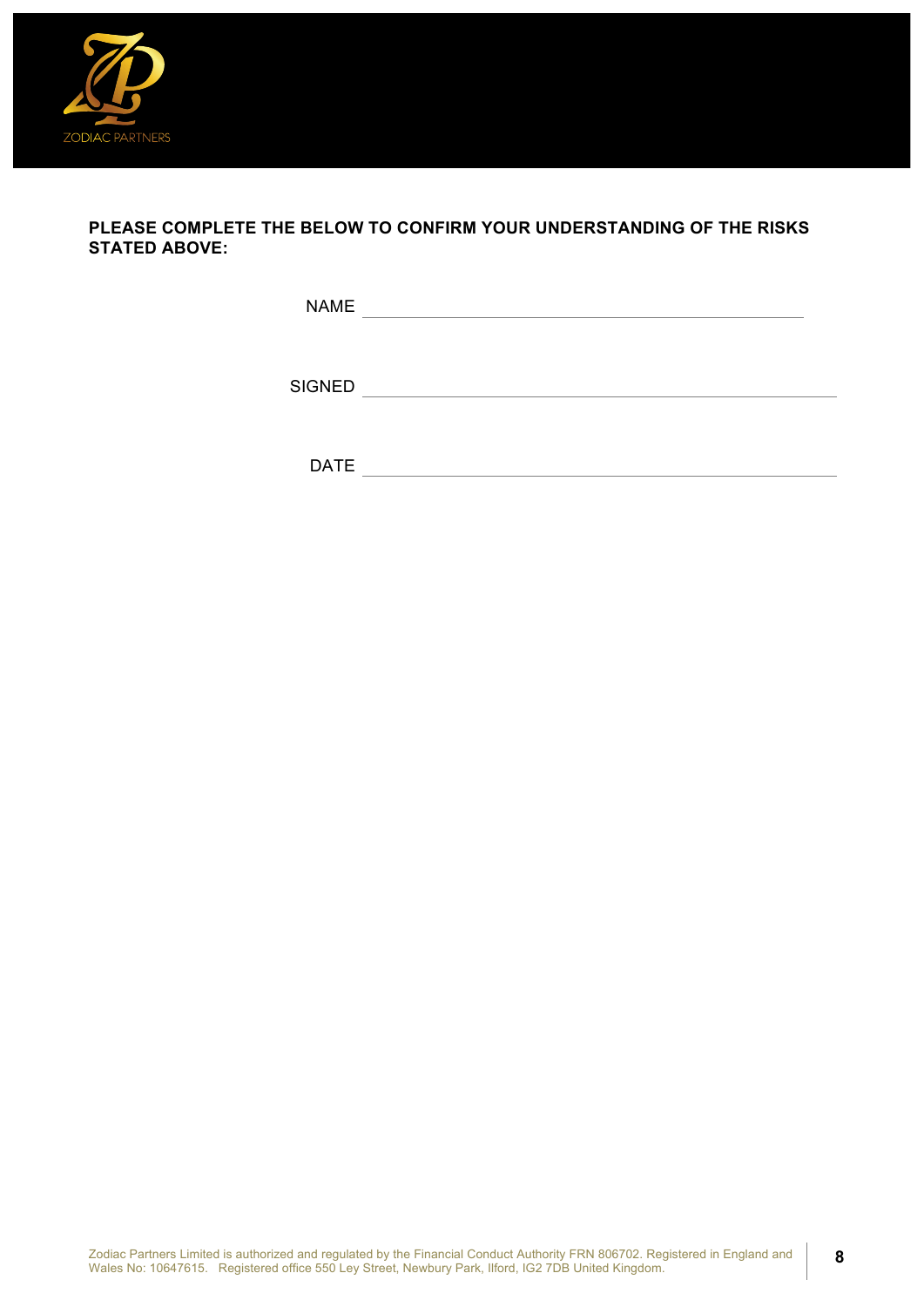**PLEASE COMPLETE THE BELOW TO CONFIRM YOUR UNDERSTANDING OF THE RISKS STATED ABOVE:**

NAME \_\_\_\_\_\_\_\_\_\_\_\_\_\_\_\_\_\_\_\_\_\_\_\_\_\_\_\_\_\_\_\_\_\_\_\_\_\_\_\_

SIGNED \_\_\_\_\_\_\_\_\_\_\_\_\_\_\_\_\_\_\_\_\_\_\_\_\_\_\_\_\_\_\_\_\_\_\_\_\_\_\_\_

DATE \_\_\_\_\_\_\_\_\_\_\_\_\_\_\_\_\_\_\_\_\_\_\_\_\_\_\_\_\_\_\_\_\_\_\_\_\_\_\_\_